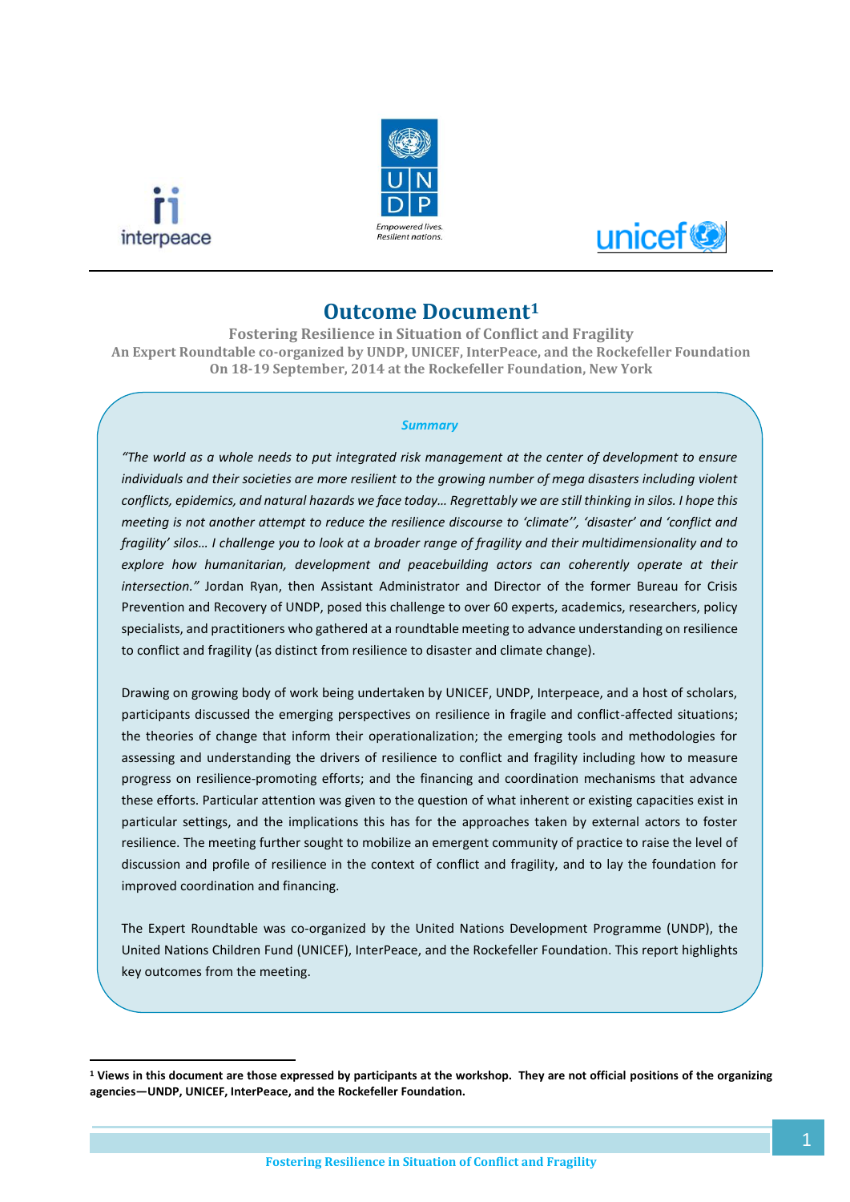# Outcome Document[1]

**Fostering Resilience in Situation of Conflict and Fragility**
**An Expert Roundtable co-organized by UNDP, UNICEF, InterPeace, and the Rockefeller Foundation**
**On 18-19 September, 2014 at the Rockefeller Foundation, New York**

***Summary***

*"The world as a whole needs to put integrated risk management at the center of development to ensure individuals and their societies are more resilient to the growing number of mega disasters including violent conflicts, epidemics, and natural hazards we face today… Regrettably we are still thinking in silos. I hope this meeting is not another attempt to reduce the resilience discourse to 'climate'', 'disaster' and 'conflict and fragility' silos… I challenge you to look at a broader range of fragility and their multidimensionality and to explore how humanitarian, development and peacebuilding actors can coherently operate at their intersection."* Jordan Ryan, then Assistant Administrator and Director of the former Bureau for Crisis Prevention and Recovery of UNDP, posed this challenge to over 60 experts, academics, researchers, policy specialists, and practitioners who gathered at a roundtable meeting to advance understanding on resilience to conflict and fragility (as distinct from resilience to disaster and climate change).

Drawing on growing body of work being undertaken by UNICEF, UNDP, Interpeace, and a host of scholars, participants discussed the emerging perspectives on resilience in fragile and conflict-affected situations; the theories of change that inform their operationalization; the emerging tools and methodologies for assessing and understanding the drivers of resilience to conflict and fragility including how to measure progress on resilience-promoting efforts; and the financing and coordination mechanisms that advance these efforts. Particular attention was given to the question of what inherent or existing capacities exist in particular settings, and the implications this has for the approaches taken by external actors to foster resilience. The meeting further sought to mobilize an emergent community of practice to raise the level of discussion and profile of resilience in the context of conflict and fragility, and to lay the foundation for improved coordination and financing.

The Expert Roundtable was co-organized by the United Nations Development Programme (UNDP), the United Nations Children Fund (UNICEF), InterPeace, and the Rockefeller Foundation. This report highlights key outcomes from the meeting.

---

**[1] Views in this document are those expressed by participants at the workshop. They are not official positions of the organizing agencies—UNDP, UNICEF, InterPeace, and the Rockefeller Foundation.**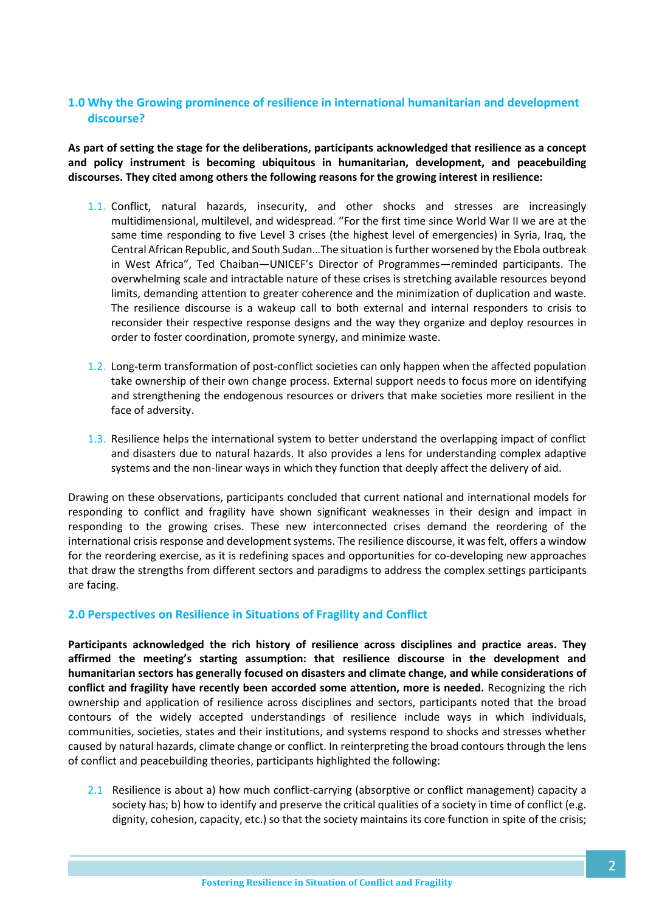## 1.0 Why the Growing prominence of resilience in international humanitarian and development discourse?

**As part of setting the stage for the deliberations, participants acknowledged that resilience as a concept and policy instrument is becoming ubiquitous in humanitarian, development, and peacebuilding discourses. They cited among others the following reasons for the growing interest in resilience:**

1.1. Conflict, natural hazards, insecurity, and other shocks and stresses are increasingly multidimensional, multilevel, and widespread. "For the first time since World War II we are at the same time responding to five Level 3 crises (the highest level of emergencies) in Syria, Iraq, the Central African Republic, and South Sudan…The situation is further worsened by the Ebola outbreak in West Africa", Ted Chaiban—UNICEF's Director of Programmes—reminded participants. The overwhelming scale and intractable nature of these crises is stretching available resources beyond limits, demanding attention to greater coherence and the minimization of duplication and waste. The resilience discourse is a wakeup call to both external and internal responders to crisis to reconsider their respective response designs and the way they organize and deploy resources in order to foster coordination, promote synergy, and minimize waste.

1.2. Long-term transformation of post-conflict societies can only happen when the affected population take ownership of their own change process. External support needs to focus more on identifying and strengthening the endogenous resources or drivers that make societies more resilient in the face of adversity.

1.3. Resilience helps the international system to better understand the overlapping impact of conflict and disasters due to natural hazards. It also provides a lens for understanding complex adaptive systems and the non-linear ways in which they function that deeply affect the delivery of aid.

Drawing on these observations, participants concluded that current national and international models for responding to conflict and fragility have shown significant weaknesses in their design and impact in responding to the growing crises. These new interconnected crises demand the reordering of the international crisis response and development systems. The resilience discourse, it was felt, offers a window for the reordering exercise, as it is redefining spaces and opportunities for co-developing new approaches that draw the strengths from different sectors and paradigms to address the complex settings participants are facing.

## 2.0 Perspectives on Resilience in Situations of Fragility and Conflict

**Participants acknowledged the rich history of resilience across disciplines and practice areas. They affirmed the meeting's starting assumption: that resilience discourse in the development and humanitarian sectors has generally focused on disasters and climate change, and while considerations of conflict and fragility have recently been accorded some attention, more is needed.** Recognizing the rich ownership and application of resilience across disciplines and sectors, participants noted that the broad contours of the widely accepted understandings of resilience include ways in which individuals, communities, societies, states and their institutions, and systems respond to shocks and stresses whether caused by natural hazards, climate change or conflict. In reinterpreting the broad contours through the lens of conflict and peacebuilding theories, participants highlighted the following:

2.1 Resilience is about a) how much conflict-carrying (absorptive or conflict management) capacity a society has; b) how to identify and preserve the critical qualities of a society in time of conflict (e.g. dignity, cohesion, capacity, etc.) so that the society maintains its core function in spite of the crisis;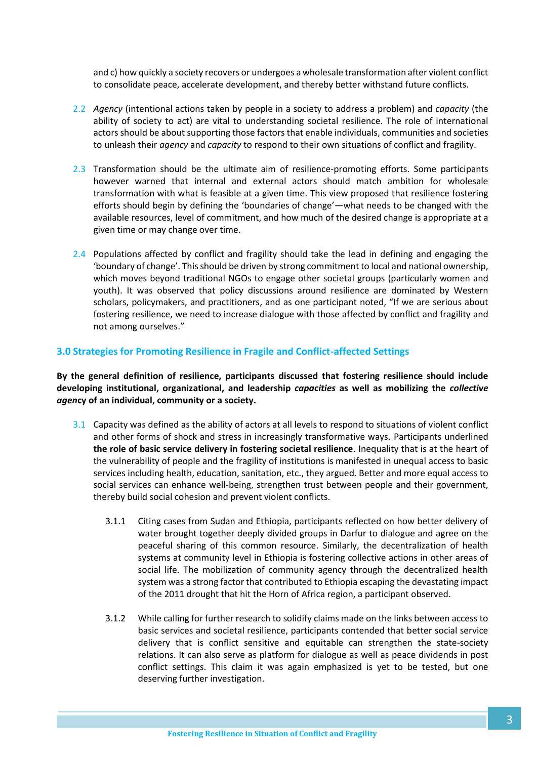and c) how quickly a society recovers or undergoes a wholesale transformation after violent conflict to consolidate peace, accelerate development, and thereby better withstand future conflicts.

2.2 *Agency* (intentional actions taken by people in a society to address a problem) and *capacity* (the ability of society to act) are vital to understanding societal resilience. The role of international actors should be about supporting those factors that enable individuals, communities and societies to unleash their *agency* and *capacity* to respond to their own situations of conflict and fragility.

2.3 Transformation should be the ultimate aim of resilience-promoting efforts. Some participants however warned that internal and external actors should match ambition for wholesale transformation with what is feasible at a given time. This view proposed that resilience fostering efforts should begin by defining the 'boundaries of change'—what needs to be changed with the available resources, level of commitment, and how much of the desired change is appropriate at a given time or may change over time.

2.4 Populations affected by conflict and fragility should take the lead in defining and engaging the 'boundary of change'. This should be driven by strong commitment to local and national ownership, which moves beyond traditional NGOs to engage other societal groups (particularly women and youth). It was observed that policy discussions around resilience are dominated by Western scholars, policymakers, and practitioners, and as one participant noted, "If we are serious about fostering resilience, we need to increase dialogue with those affected by conflict and fragility and not among ourselves."

## 3.0 Strategies for Promoting Resilience in Fragile and Conflict-affected Settings

**By the general definition of resilience, participants discussed that fostering resilience should include developing institutional, organizational, and leadership *capacities* as well as mobilizing the *collective agency* of an individual, community or a society.**

3.1 Capacity was defined as the ability of actors at all levels to respond to situations of violent conflict and other forms of shock and stress in increasingly transformative ways. Participants underlined **the role of basic service delivery in fostering societal resilience**. Inequality that is at the heart of the vulnerability of people and the fragility of institutions is manifested in unequal access to basic services including health, education, sanitation, etc., they argued. Better and more equal access to social services can enhance well-being, strengthen trust between people and their government, thereby build social cohesion and prevent violent conflicts.

3.1.1 Citing cases from Sudan and Ethiopia, participants reflected on how better delivery of water brought together deeply divided groups in Darfur to dialogue and agree on the peaceful sharing of this common resource. Similarly, the decentralization of health systems at community level in Ethiopia is fostering collective actions in other areas of social life. The mobilization of community agency through the decentralized health system was a strong factor that contributed to Ethiopia escaping the devastating impact of the 2011 drought that hit the Horn of Africa region, a participant observed.

3.1.2 While calling for further research to solidify claims made on the links between access to basic services and societal resilience, participants contended that better social service delivery that is conflict sensitive and equitable can strengthen the state-society relations. It can also serve as platform for dialogue as well as peace dividends in post conflict settings. This claim it was again emphasized is yet to be tested, but one deserving further investigation.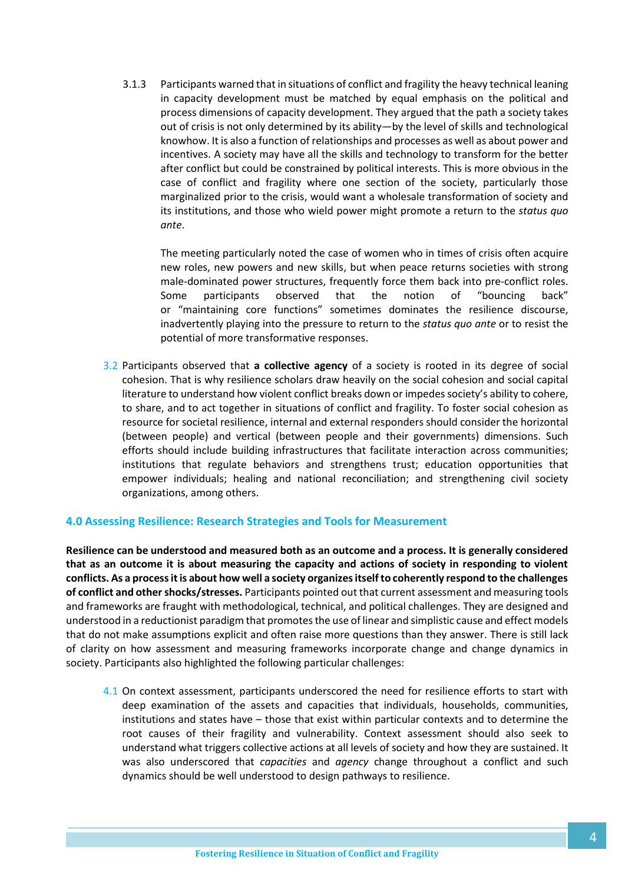3.1.3 Participants warned that in situations of conflict and fragility the heavy technical leaning in capacity development must be matched by equal emphasis on the political and process dimensions of capacity development. They argued that the path a society takes out of crisis is not only determined by its ability—by the level of skills and technological knowhow. It is also a function of relationships and processes as well as about power and incentives. A society may have all the skills and technology to transform for the better after conflict but could be constrained by political interests. This is more obvious in the case of conflict and fragility where one section of the society, particularly those marginalized prior to the crisis, would want a wholesale transformation of society and its institutions, and those who wield power might promote a return to the *status quo ante*.

The meeting particularly noted the case of women who in times of crisis often acquire new roles, new powers and new skills, but when peace returns societies with strong male-dominated power structures, frequently force them back into pre-conflict roles. Some participants observed that the notion of "bouncing back" or "maintaining core functions" sometimes dominates the resilience discourse, inadvertently playing into the pressure to return to the *status quo ante* or to resist the potential of more transformative responses.

3.2 Participants observed that **a collective agency** of a society is rooted in its degree of social cohesion. That is why resilience scholars draw heavily on the social cohesion and social capital literature to understand how violent conflict breaks down or impedes society's ability to cohere, to share, and to act together in situations of conflict and fragility. To foster social cohesion as resource for societal resilience, internal and external responders should consider the horizontal (between people) and vertical (between people and their governments) dimensions. Such efforts should include building infrastructures that facilitate interaction across communities; institutions that regulate behaviors and strengthens trust; education opportunities that empower individuals; healing and national reconciliation; and strengthening civil society organizations, among others.

## 4.0 Assessing Resilience: Research Strategies and Tools for Measurement

**Resilience can be understood and measured both as an outcome and a process. It is generally considered that as an outcome it is about measuring the capacity and actions of society in responding to violent conflicts. As a process it is about how well a society organizes itself to coherently respond to the challenges of conflict and other shocks/stresses.** Participants pointed out that current assessment and measuring tools and frameworks are fraught with methodological, technical, and political challenges. They are designed and understood in a reductionist paradigm that promotes the use of linear and simplistic cause and effect models that do not make assumptions explicit and often raise more questions than they answer. There is still lack of clarity on how assessment and measuring frameworks incorporate change and change dynamics in society. Participants also highlighted the following particular challenges:

4.1 On context assessment, participants underscored the need for resilience efforts to start with deep examination of the assets and capacities that individuals, households, communities, institutions and states have – those that exist within particular contexts and to determine the root causes of their fragility and vulnerability. Context assessment should also seek to understand what triggers collective actions at all levels of society and how they are sustained. It was also underscored that *capacities* and *agency* change throughout a conflict and such dynamics should be well understood to design pathways to resilience.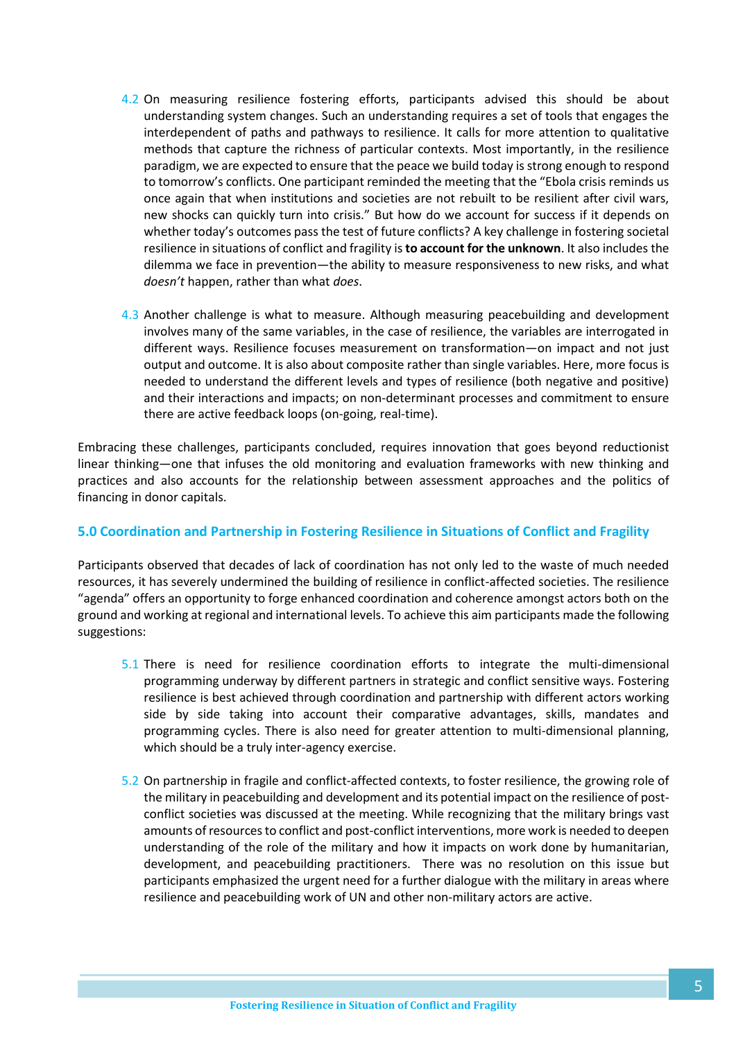4.2 On measuring resilience fostering efforts, participants advised this should be about understanding system changes. Such an understanding requires a set of tools that engages the interdependent of paths and pathways to resilience. It calls for more attention to qualitative methods that capture the richness of particular contexts. Most importantly, in the resilience paradigm, we are expected to ensure that the peace we build today is strong enough to respond to tomorrow's conflicts. One participant reminded the meeting that the "Ebola crisis reminds us once again that when institutions and societies are not rebuilt to be resilient after civil wars, new shocks can quickly turn into crisis." But how do we account for success if it depends on whether today's outcomes pass the test of future conflicts? A key challenge in fostering societal resilience in situations of conflict and fragility is **to account for the unknown**. It also includes the dilemma we face in prevention—the ability to measure responsiveness to new risks, and what *doesn't* happen, rather than what *does*.

4.3 Another challenge is what to measure. Although measuring peacebuilding and development involves many of the same variables, in the case of resilience, the variables are interrogated in different ways. Resilience focuses measurement on transformation—on impact and not just output and outcome. It is also about composite rather than single variables. Here, more focus is needed to understand the different levels and types of resilience (both negative and positive) and their interactions and impacts; on non-determinant processes and commitment to ensure there are active feedback loops (on-going, real-time).

Embracing these challenges, participants concluded, requires innovation that goes beyond reductionist linear thinking—one that infuses the old monitoring and evaluation frameworks with new thinking and practices and also accounts for the relationship between assessment approaches and the politics of financing in donor capitals.

## 5.0 Coordination and Partnership in Fostering Resilience in Situations of Conflict and Fragility

Participants observed that decades of lack of coordination has not only led to the waste of much needed resources, it has severely undermined the building of resilience in conflict-affected societies. The resilience "agenda" offers an opportunity to forge enhanced coordination and coherence amongst actors both on the ground and working at regional and international levels. To achieve this aim participants made the following suggestions:

5.1 There is need for resilience coordination efforts to integrate the multi-dimensional programming underway by different partners in strategic and conflict sensitive ways. Fostering resilience is best achieved through coordination and partnership with different actors working side by side taking into account their comparative advantages, skills, mandates and programming cycles. There is also need for greater attention to multi-dimensional planning, which should be a truly inter-agency exercise.

5.2 On partnership in fragile and conflict-affected contexts, to foster resilience, the growing role of the military in peacebuilding and development and its potential impact on the resilience of post-conflict societies was discussed at the meeting. While recognizing that the military brings vast amounts of resources to conflict and post-conflict interventions, more work is needed to deepen understanding of the role of the military and how it impacts on work done by humanitarian, development, and peacebuilding practitioners. There was no resolution on this issue but participants emphasized the urgent need for a further dialogue with the military in areas where resilience and peacebuilding work of UN and other non-military actors are active.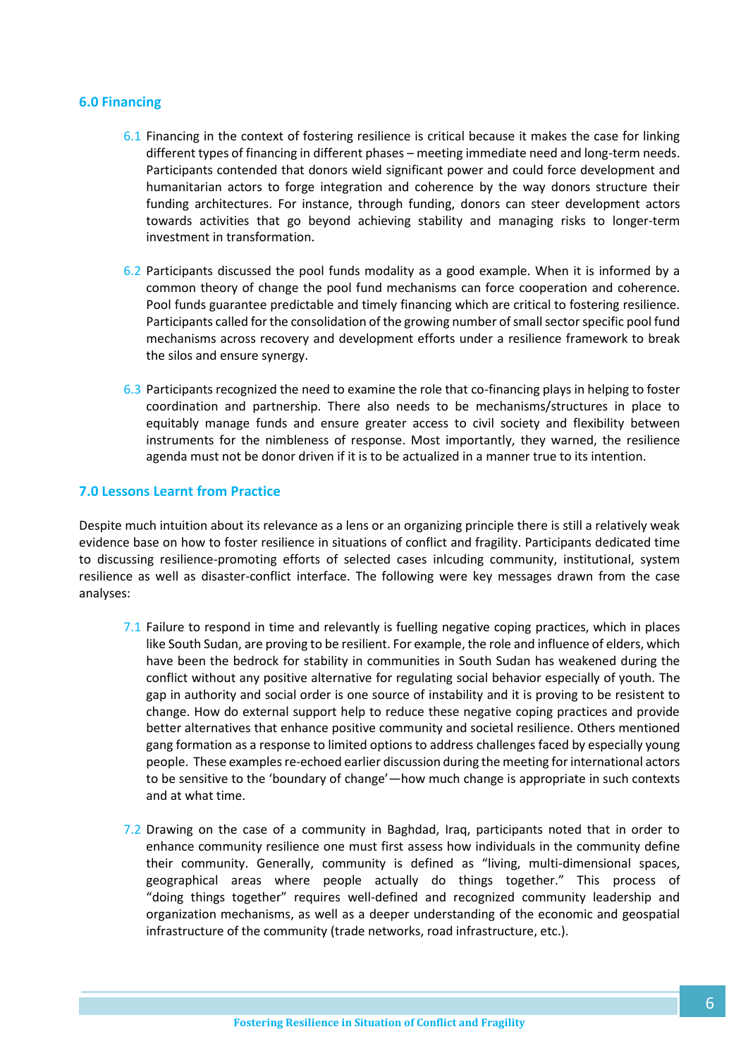## 6.0 Financing

6.1 Financing in the context of fostering resilience is critical because it makes the case for linking different types of financing in different phases – meeting immediate need and long-term needs. Participants contended that donors wield significant power and could force development and humanitarian actors to forge integration and coherence by the way donors structure their funding architectures. For instance, through funding, donors can steer development actors towards activities that go beyond achieving stability and managing risks to longer-term investment in transformation.

6.2 Participants discussed the pool funds modality as a good example. When it is informed by a common theory of change the pool fund mechanisms can force cooperation and coherence. Pool funds guarantee predictable and timely financing which are critical to fostering resilience. Participants called for the consolidation of the growing number of small sector specific pool fund mechanisms across recovery and development efforts under a resilience framework to break the silos and ensure synergy.

6.3 Participants recognized the need to examine the role that co-financing plays in helping to foster coordination and partnership. There also needs to be mechanisms/structures in place to equitably manage funds and ensure greater access to civil society and flexibility between instruments for the nimbleness of response. Most importantly, they warned, the resilience agenda must not be donor driven if it is to be actualized in a manner true to its intention.

## 7.0 Lessons Learnt from Practice

Despite much intuition about its relevance as a lens or an organizing principle there is still a relatively weak evidence base on how to foster resilience in situations of conflict and fragility. Participants dedicated time to discussing resilience-promoting efforts of selected cases inlcuding community, institutional, system resilience as well as disaster-conflict interface. The following were key messages drawn from the case analyses:

7.1 Failure to respond in time and relevantly is fuelling negative coping practices, which in places like South Sudan, are proving to be resilient. For example, the role and influence of elders, which have been the bedrock for stability in communities in South Sudan has weakened during the conflict without any positive alternative for regulating social behavior especially of youth. The gap in authority and social order is one source of instability and it is proving to be resistent to change. How do external support help to reduce these negative coping practices and provide better alternatives that enhance positive community and societal resilience. Others mentioned gang formation as a response to limited options to address challenges faced by especially young people. These examples re-echoed earlier discussion during the meeting for international actors to be sensitive to the 'boundary of change'—how much change is appropriate in such contexts and at what time.

7.2 Drawing on the case of a community in Baghdad, Iraq, participants noted that in order to enhance community resilience one must first assess how individuals in the community define their community. Generally, community is defined as "living, multi-dimensional spaces, geographical areas where people actually do things together." This process of "doing things together" requires well-defined and recognized community leadership and organization mechanisms, as well as a deeper understanding of the economic and geospatial infrastructure of the community (trade networks, road infrastructure, etc.).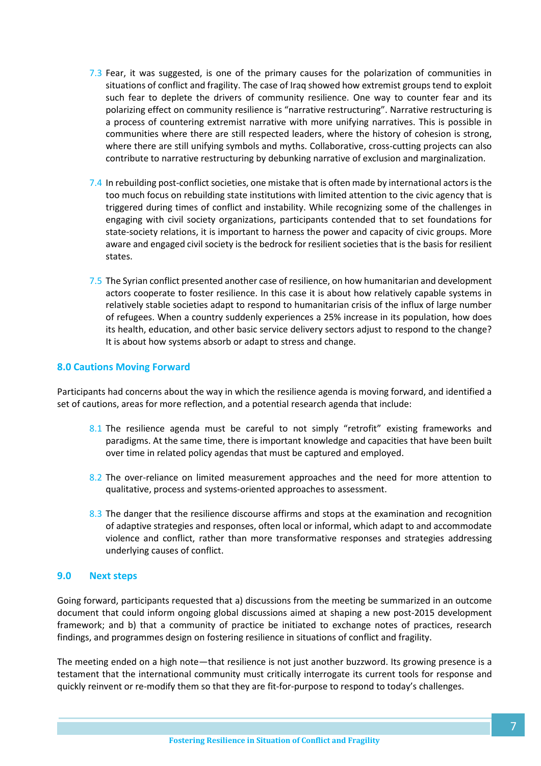7.3 Fear, it was suggested, is one of the primary causes for the polarization of communities in situations of conflict and fragility. The case of Iraq showed how extremist groups tend to exploit such fear to deplete the drivers of community resilience. One way to counter fear and its polarizing effect on community resilience is "narrative restructuring". Narrative restructuring is a process of countering extremist narrative with more unifying narratives. This is possible in communities where there are still respected leaders, where the history of cohesion is strong, where there are still unifying symbols and myths. Collaborative, cross-cutting projects can also contribute to narrative restructuring by debunking narrative of exclusion and marginalization.

7.4 In rebuilding post-conflict societies, one mistake that is often made by international actors is the too much focus on rebuilding state institutions with limited attention to the civic agency that is triggered during times of conflict and instability. While recognizing some of the challenges in engaging with civil society organizations, participants contended that to set foundations for state-society relations, it is important to harness the power and capacity of civic groups. More aware and engaged civil society is the bedrock for resilient societies that is the basis for resilient states.

7.5 The Syrian conflict presented another case of resilience, on how humanitarian and development actors cooperate to foster resilience. In this case it is about how relatively capable systems in relatively stable societies adapt to respond to humanitarian crisis of the influx of large number of refugees. When a country suddenly experiences a 25% increase in its population, how does its health, education, and other basic service delivery sectors adjust to respond to the change? It is about how systems absorb or adapt to stress and change.

## 8.0 Cautions Moving Forward

Participants had concerns about the way in which the resilience agenda is moving forward, and identified a set of cautions, areas for more reflection, and a potential research agenda that include:

8.1 The resilience agenda must be careful to not simply "retrofit" existing frameworks and paradigms. At the same time, there is important knowledge and capacities that have been built over time in related policy agendas that must be captured and employed.

8.2 The over-reliance on limited measurement approaches and the need for more attention to qualitative, process and systems-oriented approaches to assessment.

8.3 The danger that the resilience discourse affirms and stops at the examination and recognition of adaptive strategies and responses, often local or informal, which adapt to and accommodate violence and conflict, rather than more transformative responses and strategies addressing underlying causes of conflict.

## 9.0 Next steps

Going forward, participants requested that a) discussions from the meeting be summarized in an outcome document that could inform ongoing global discussions aimed at shaping a new post-2015 development framework; and b) that a community of practice be initiated to exchange notes of practices, research findings, and programmes design on fostering resilience in situations of conflict and fragility.

The meeting ended on a high note—that resilience is not just another buzzword. Its growing presence is a testament that the international community must critically interrogate its current tools for response and quickly reinvent or re-modify them so that they are fit-for-purpose to respond to today's challenges.